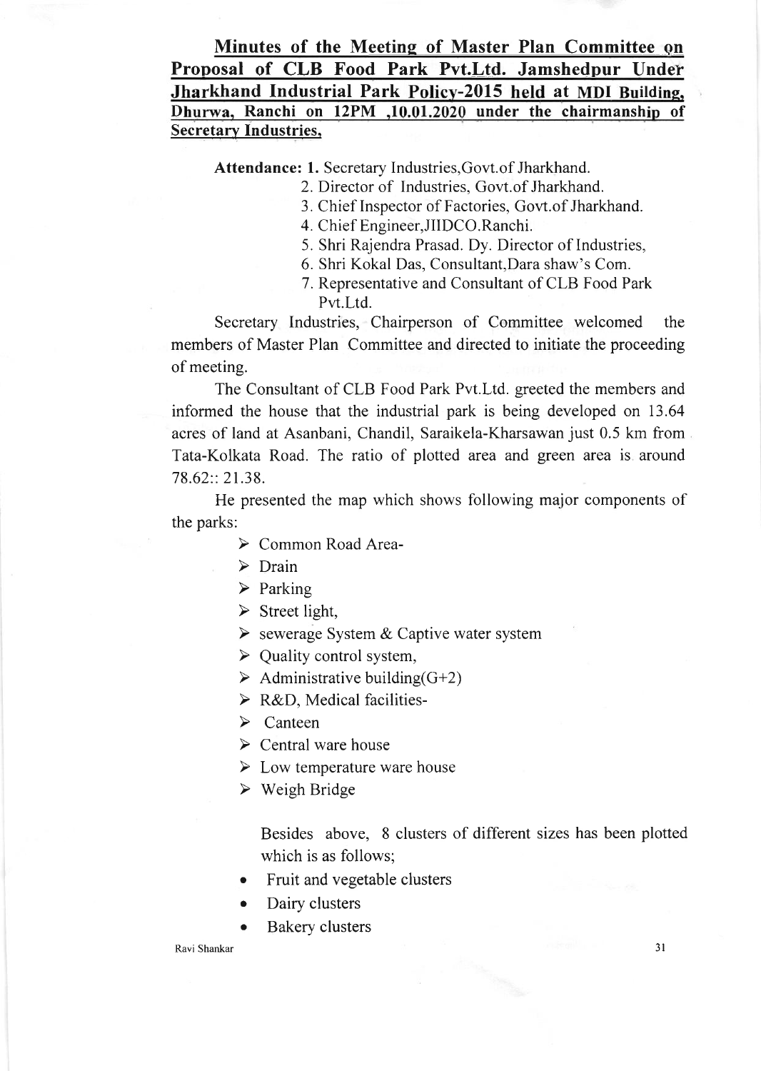## Minutes of the Meeting of Master Plan Committee on Proposal of CLB Food Park Pvt.Ltd. Jamshedpur Under Jharkhand Industrial Park Policy-2015 held at MDI Building, Dhurwa, Ranchi on 12PM ,10.01.2020 under the chairmanship of Secretary Industries,

**Attendance:** 1. Secretary Industries,Govt.of Jharkhand.
2. Director of Industries, Govt.of Jharkhand.
3. Chief Inspector of Factories, Govt.of Jharkhand.
4. Chief Engineer,JIIDCO.Ranchi.
5. Shri Rajendra Prasad. Dy. Director of Industries,
6. Shri Kokal Das, Consultant,Dara shaw's Com.
7. Representative and Consultant of CLB Food Park Pvt.Ltd.

Secretary Industries, Chairperson of Committee welcomed the members of Master Plan Committee and directed to initiate the proceeding of meeting.

The Consultant of CLB Food Park Pvt.Ltd. greeted the members and informed the house that the industrial park is being developed on 13.64 acres of land at Asanbani, Chandil, Saraikela-Kharsawan just 0.5 km from Tata-Kolkata Road. The ratio of plotted area and green area is around 78.62:: 21.38.

He presented the map which shows following major components of the parks:

- Common Road Area-
- Drain
- Parking
- Street light,
- sewerage System & Captive water system
- Quality control system,
- Administrative building(G+2)
- R&D, Medical facilities-
- Canteen
- Central ware house
- Low temperature ware house
- Weigh Bridge

Besides above, 8 clusters of different sizes has been plotted which is as follows;

- Fruit and vegetable clusters
- Dairy clusters
- Bakery clusters

Ravi Shankar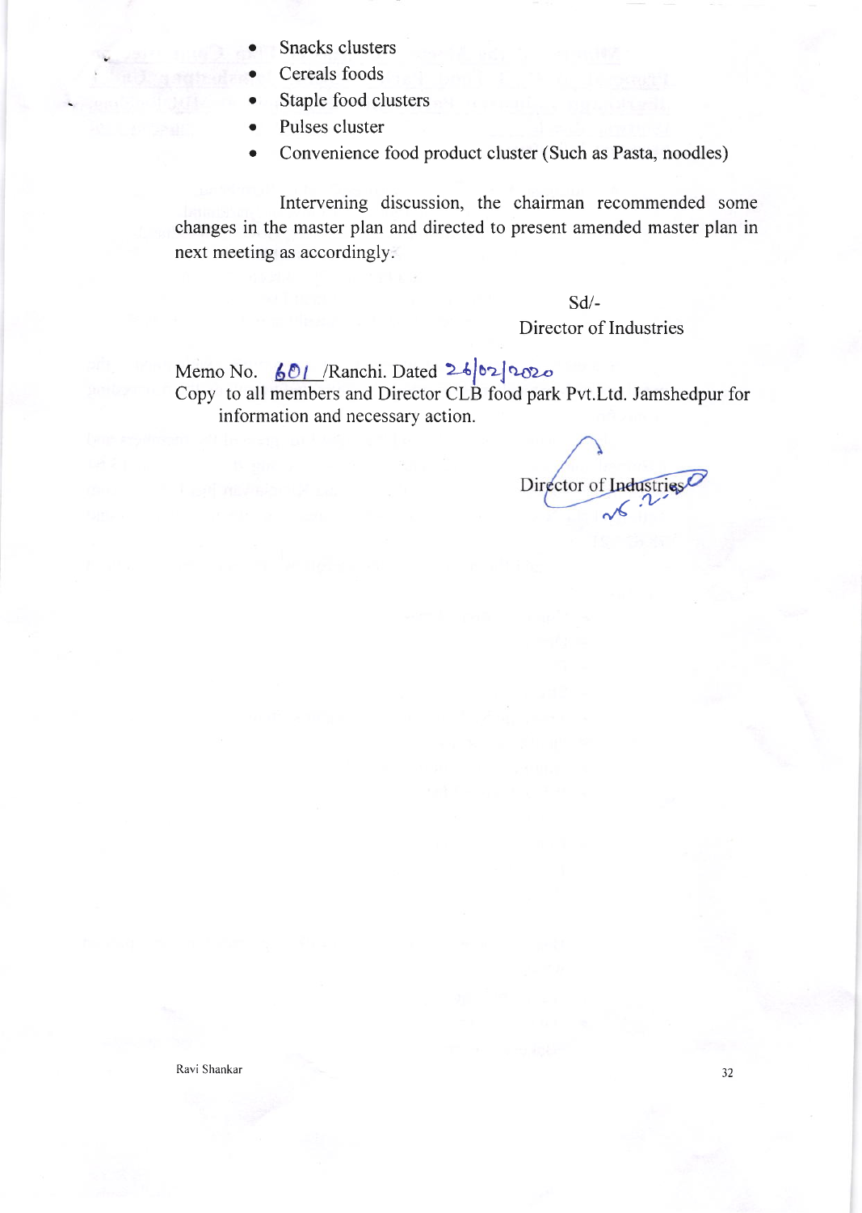- Snacks clusters
- Cereals foods
- Staple food clusters
- Pulses cluster
- Convenience food product cluster (Such as Pasta, noodles)

Intervening discussion, the chairman recommended some changes in the master plan and directed to present amended master plan in next meeting as accordingly.

Sd/-
Director of Industries

Memo No. 601 /Ranchi. Dated 26/02/2020
Copy to all members and Director CLB food park Pvt.Ltd. Jamshedpur for information and necessary action.

Director of Industries

Ravi Shankar